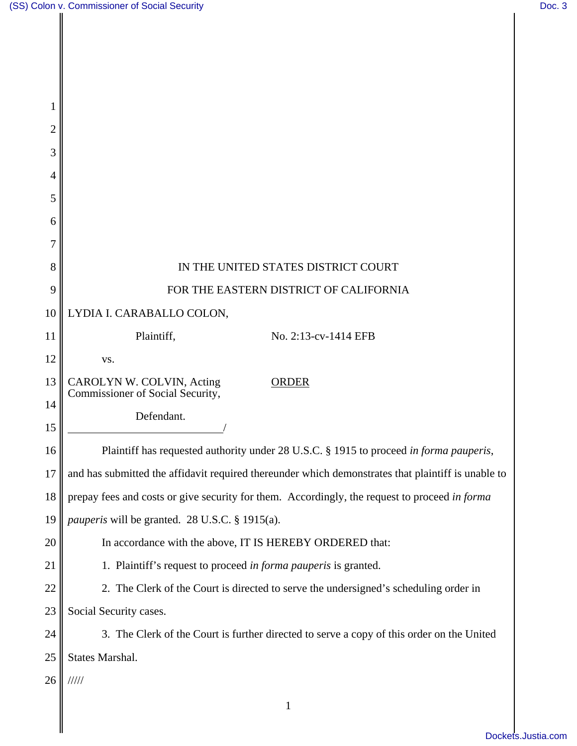IN THE UNITED STATES DISTRICT COURT

FOR THE EASTERN DISTRICT OF CALIFORNIA

LYDIA I. CARABALLO COLON,

Plaintiff,

No. 2:13-cv-1414 EFB

vs.

CAROLYN W. COLVIN, Acting Commissioner of Social Security,

ORDER

Defendant.

/

Plaintiff has requested authority under 28 U.S.C. § 1915 to proceed *in forma pauperis*, and has submitted the affidavit required thereunder which demonstrates that plaintiff is unable to prepay fees and costs or give security for them. Accordingly, the request to proceed *in forma pauperis* will be granted. 28 U.S.C. § 1915(a).

In accordance with the above, IT IS HEREBY ORDERED that:

1. Plaintiff's request to proceed *in forma pauperis* is granted.

2. The Clerk of the Court is directed to serve the undersigned's scheduling order in Social Security cases.

3. The Clerk of the Court is further directed to serve a copy of this order on the United States Marshal.

/////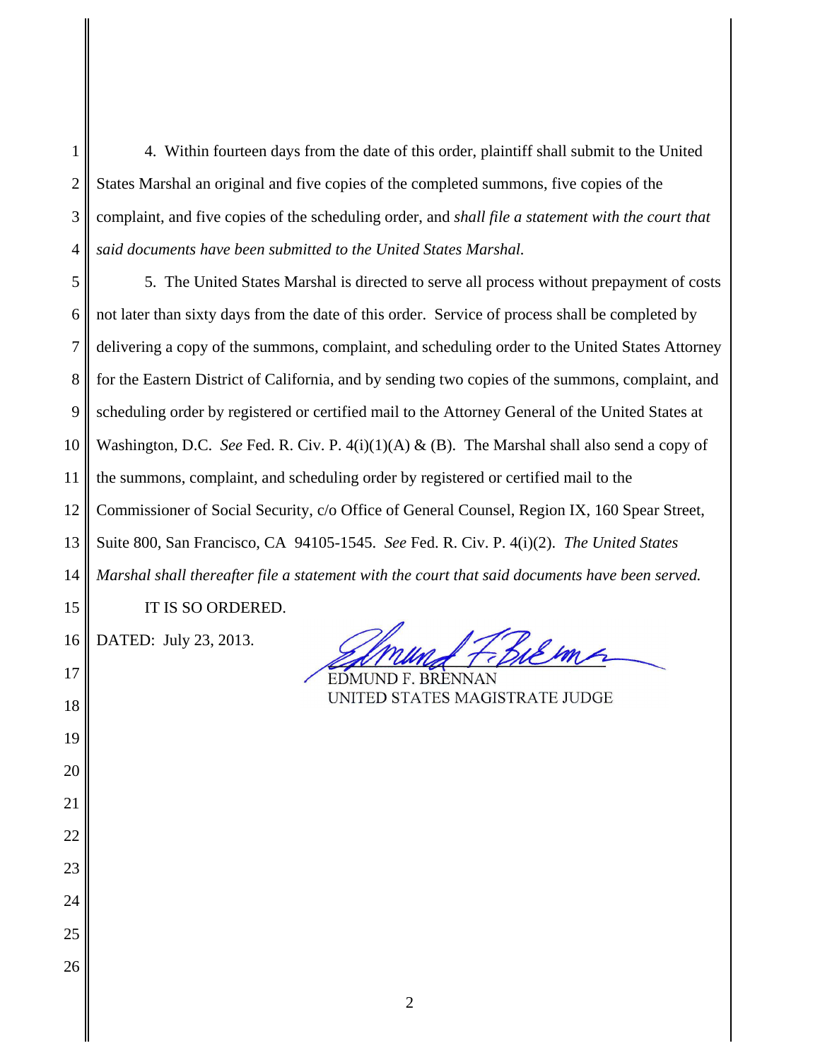4. Within fourteen days from the date of this order, plaintiff shall submit to the United States Marshal an original and five copies of the completed summons, five copies of the complaint, and five copies of the scheduling order, and *shall file a statement with the court that said documents have been submitted to the United States Marshal.*

5. The United States Marshal is directed to serve all process without prepayment of costs not later than sixty days from the date of this order. Service of process shall be completed by delivering a copy of the summons, complaint, and scheduling order to the United States Attorney for the Eastern District of California, and by sending two copies of the summons, complaint, and scheduling order by registered or certified mail to the Attorney General of the United States at Washington, D.C. *See* Fed. R. Civ. P. 4(i)(1)(A) & (B). The Marshal shall also send a copy of the summons, complaint, and scheduling order by registered or certified mail to the Commissioner of Social Security, c/o Office of General Counsel, Region IX, 160 Spear Street, Suite 800, San Francisco, CA 94105-1545. *See* Fed. R. Civ. P. 4(i)(2). *The United States Marshal shall thereafter file a statement with the court that said documents have been served.*

IT IS SO ORDERED.

DATED: July 23, 2013.

EDMUND F. BRENNAN
UNITED STATES MAGISTRATE JUDGE